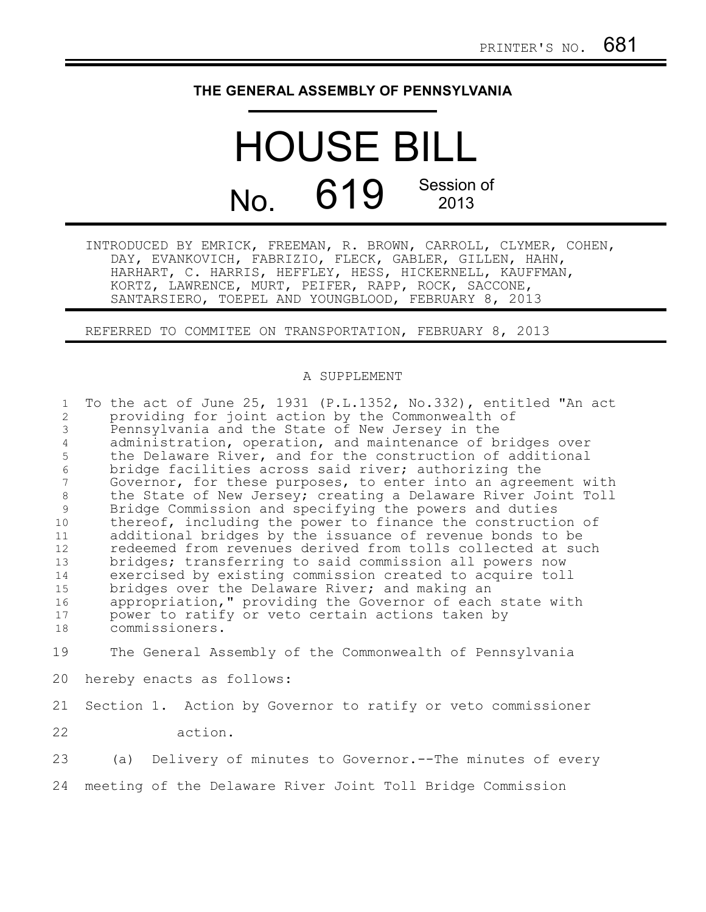PRINTER'S NO. 681

# THE GENERAL ASSEMBLY OF PENNSYLVANIA

# HOUSE BILL

## No. 619 Session of 2013

INTRODUCED BY EMRICK, FREEMAN, R. BROWN, CARROLL, CLYMER, COHEN, DAY, EVANKOVICH, FABRIZIO, FLECK, GABLER, GILLEN, HAHN, HARHART, C. HARRIS, HEFFLEY, HESS, HICKERNELL, KAUFFMAN, KORTZ, LAWRENCE, MURT, PEIFER, RAPP, ROCK, SACCONE, SANTARSIERO, TOEPEL AND YOUNGBLOOD, FEBRUARY 8, 2013

REFERRED TO COMMITEE ON TRANSPORTATION, FEBRUARY 8, 2013

A SUPPLEMENT

To the act of June 25, 1931 (P.L.1352, No.332), entitled "An act providing for joint action by the Commonwealth of Pennsylvania and the State of New Jersey in the administration, operation, and maintenance of bridges over the Delaware River, and for the construction of additional bridge facilities across said river; authorizing the Governor, for these purposes, to enter into an agreement with the State of New Jersey; creating a Delaware River Joint Toll Bridge Commission and specifying the powers and duties thereof, including the power to finance the construction of additional bridges by the issuance of revenue bonds to be redeemed from revenues derived from tolls collected at such bridges; transferring to said commission all powers now exercised by existing commission created to acquire toll bridges over the Delaware River; and making an appropriation," providing the Governor of each state with power to ratify or veto certain actions taken by commissioners.

The General Assembly of the Commonwealth of Pennsylvania hereby enacts as follows:

Section 1. Action by Governor to ratify or veto commissioner action.

(a) Delivery of minutes to Governor.--The minutes of every meeting of the Delaware River Joint Toll Bridge Commission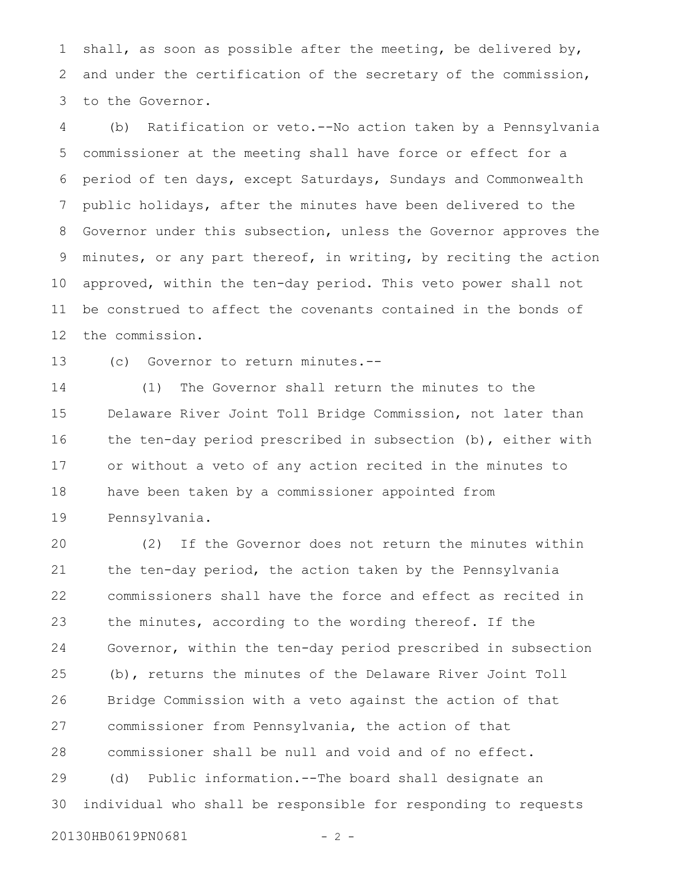shall, as soon as possible after the meeting, be delivered by, and under the certification of the secretary of the commission, to the Governor.

(b) Ratification or veto.--No action taken by a Pennsylvania commissioner at the meeting shall have force or effect for a period of ten days, except Saturdays, Sundays and Commonwealth public holidays, after the minutes have been delivered to the Governor under this subsection, unless the Governor approves the minutes, or any part thereof, in writing, by reciting the action approved, within the ten-day period. This veto power shall not be construed to affect the covenants contained in the bonds of the commission.

(c) Governor to return minutes.--

(1) The Governor shall return the minutes to the Delaware River Joint Toll Bridge Commission, not later than the ten-day period prescribed in subsection (b), either with or without a veto of any action recited in the minutes to have been taken by a commissioner appointed from Pennsylvania.

(2) If the Governor does not return the minutes within the ten-day period, the action taken by the Pennsylvania commissioners shall have the force and effect as recited in the minutes, according to the wording thereof. If the Governor, within the ten-day period prescribed in subsection (b), returns the minutes of the Delaware River Joint Toll Bridge Commission with a veto against the action of that commissioner from Pennsylvania, the action of that commissioner shall be null and void and of no effect.

(d) Public information.--The board shall designate an individual who shall be responsible for responding to requests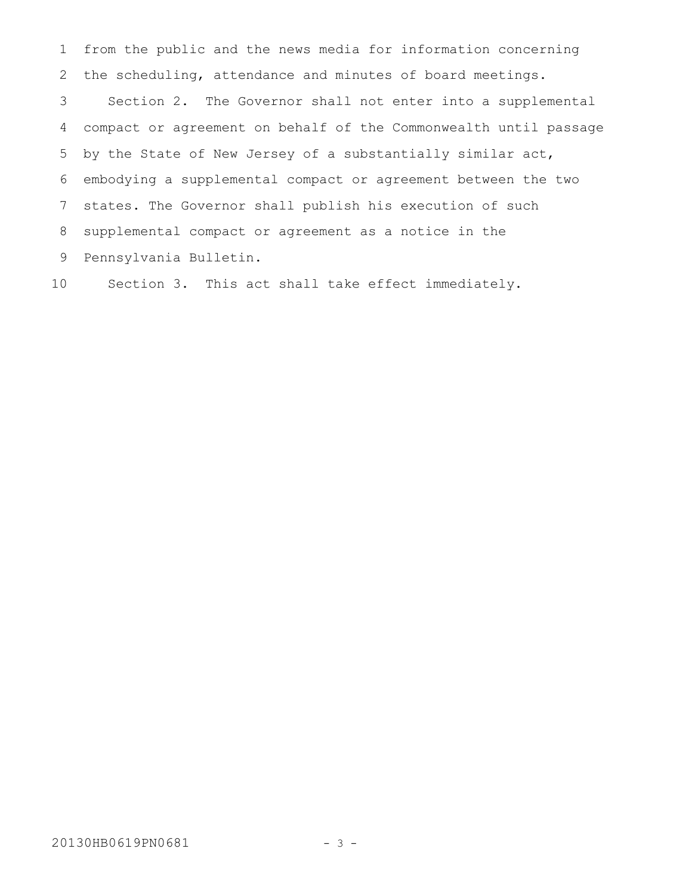from the public and the news media for information concerning the scheduling, attendance and minutes of board meetings.

Section 2. The Governor shall not enter into a supplemental compact or agreement on behalf of the Commonwealth until passage by the State of New Jersey of a substantially similar act, embodying a supplemental compact or agreement between the two states. The Governor shall publish his execution of such supplemental compact or agreement as a notice in the Pennsylvania Bulletin.

Section 3. This act shall take effect immediately.